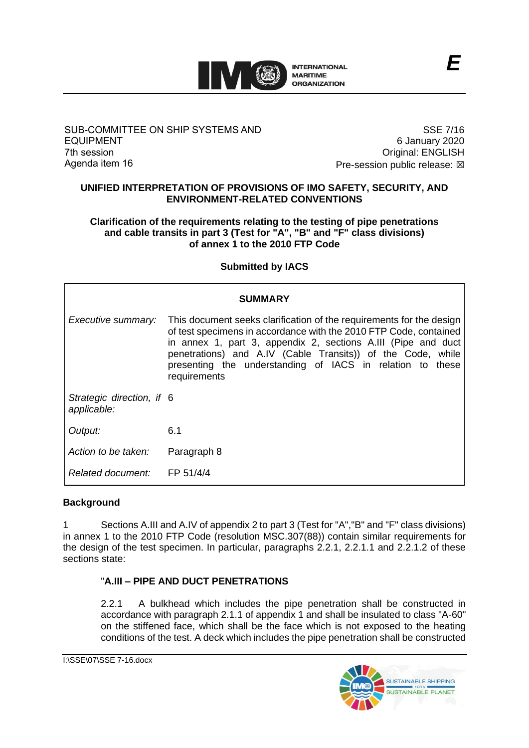# INTERNATIONAL MARITIME ORGANIZATION

**E**

SUB-COMMITTEE ON SHIP SYSTEMS AND EQUIPMENT
7th session
Agenda item 16

SSE 7/16
6 January 2020
Original: ENGLISH
Pre-session public release: ☒

## UNIFIED INTERPRETATION OF PROVISIONS OF IMO SAFETY, SECURITY, AND ENVIRONMENT-RELATED CONVENTIONS

### Clarification of the requirements relating to the testing of pipe penetrations and cable transits in part 3 (Test for "A", "B" and "F" class divisions) of annex 1 to the 2010 FTP Code

**Submitted by IACS**

| **SUMMARY** | |
|---|---|
| *Executive summary:* | This document seeks clarification of the requirements for the design of test specimens in accordance with the 2010 FTP Code, contained in annex 1, part 3, appendix 2, sections A.III (Pipe and duct penetrations) and A.IV (Cable Transits)) of the Code, while presenting the understanding of IACS in relation to these requirements |
| *Strategic direction, if applicable:* | 6 |
| *Output:* | 6.1 |
| *Action to be taken:* | Paragraph 8 |
| *Related document:* | FP 51/4/4 |

### Background

1 Sections A.III and A.IV of appendix 2 to part 3 (Test for "A","B" and "F" class divisions) in annex 1 to the 2010 FTP Code (resolution MSC.307(88)) contain similar requirements for the design of the test specimen. In particular, paragraphs 2.2.1, 2.2.1.1 and 2.2.1.2 of these sections state:

> "**A.III – PIPE AND DUCT PENETRATIONS**
>
> 2.2.1 A bulkhead which includes the pipe penetration shall be constructed in accordance with paragraph 2.1.1 of appendix 1 and shall be insulated to class "A-60" on the stiffened face, which shall be the face which is not exposed to the heating conditions of the test. A deck which includes the pipe penetration shall be constructed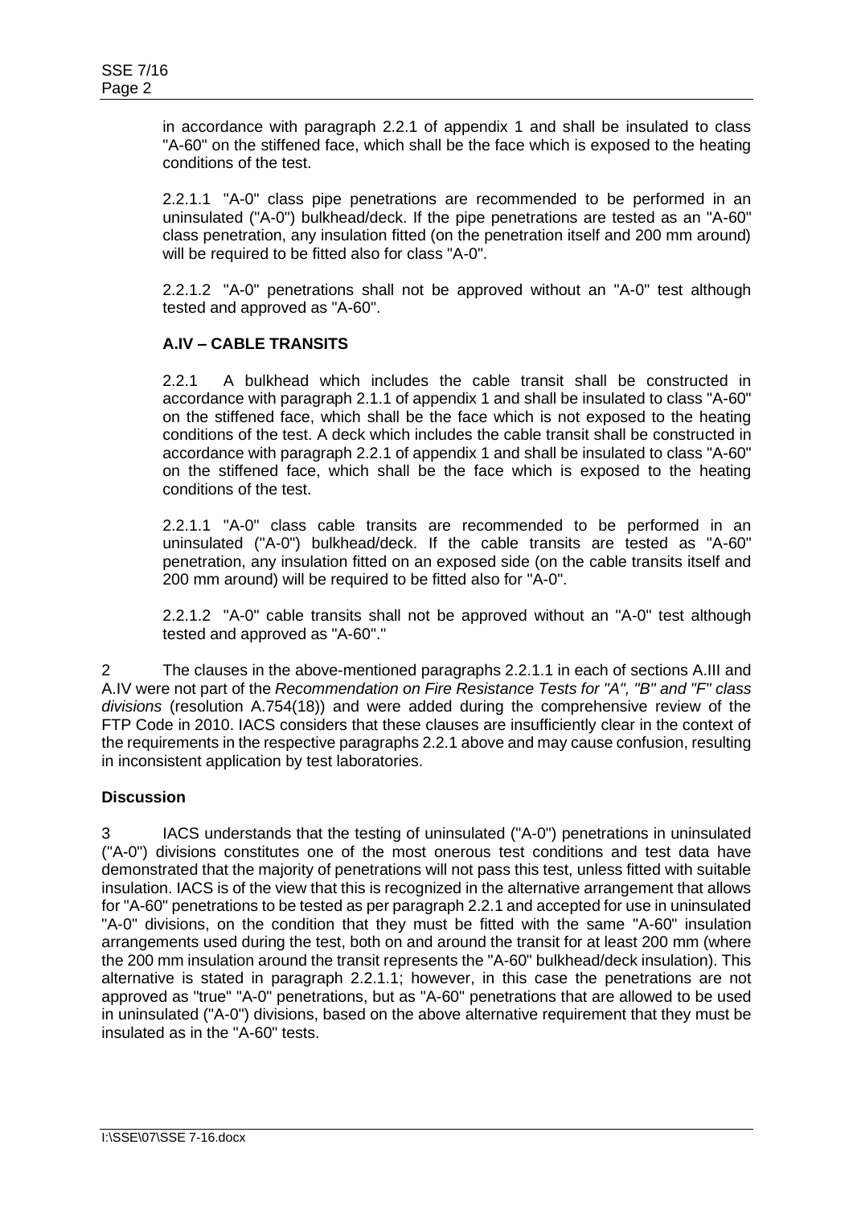in accordance with paragraph 2.2.1 of appendix 1 and shall be insulated to class "A-60" on the stiffened face, which shall be the face which is exposed to the heating conditions of the test.

2.2.1.1 "A-0" class pipe penetrations are recommended to be performed in an uninsulated ("A-0") bulkhead/deck. If the pipe penetrations are tested as an "A-60" class penetration, any insulation fitted (on the penetration itself and 200 mm around) will be required to be fitted also for class "A-0".

2.2.1.2 "A-0" penetrations shall not be approved without an "A-0" test although tested and approved as "A-60".

**A.IV – CABLE TRANSITS**

2.2.1 A bulkhead which includes the cable transit shall be constructed in accordance with paragraph 2.1.1 of appendix 1 and shall be insulated to class "A-60" on the stiffened face, which shall be the face which is not exposed to the heating conditions of the test. A deck which includes the cable transit shall be constructed in accordance with paragraph 2.2.1 of appendix 1 and shall be insulated to class "A-60" on the stiffened face, which shall be the face which is exposed to the heating conditions of the test.

2.2.1.1 "A-0" class cable transits are recommended to be performed in an uninsulated ("A-0") bulkhead/deck. If the cable transits are tested as "A-60" penetration, any insulation fitted on an exposed side (on the cable transits itself and 200 mm around) will be required to be fitted also for "A-0".

2.2.1.2 "A-0" cable transits shall not be approved without an "A-0" test although tested and approved as "A-60"."

2 The clauses in the above-mentioned paragraphs 2.2.1.1 in each of sections A.III and A.IV were not part of the *Recommendation on Fire Resistance Tests for "A", "B" and "F" class divisions* (resolution A.754(18)) and were added during the comprehensive review of the FTP Code in 2010. IACS considers that these clauses are insufficiently clear in the context of the requirements in the respective paragraphs 2.2.1 above and may cause confusion, resulting in inconsistent application by test laboratories.

**Discussion**

3 IACS understands that the testing of uninsulated ("A-0") penetrations in uninsulated ("A-0") divisions constitutes one of the most onerous test conditions and test data have demonstrated that the majority of penetrations will not pass this test, unless fitted with suitable insulation. IACS is of the view that this is recognized in the alternative arrangement that allows for "A-60" penetrations to be tested as per paragraph 2.2.1 and accepted for use in uninsulated "A-0" divisions, on the condition that they must be fitted with the same "A-60" insulation arrangements used during the test, both on and around the transit for at least 200 mm (where the 200 mm insulation around the transit represents the "A-60" bulkhead/deck insulation). This alternative is stated in paragraph 2.2.1.1; however, in this case the penetrations are not approved as "true" "A-0" penetrations, but as "A-60" penetrations that are allowed to be used in uninsulated ("A-0") divisions, based on the above alternative requirement that they must be insulated as in the "A-60" tests.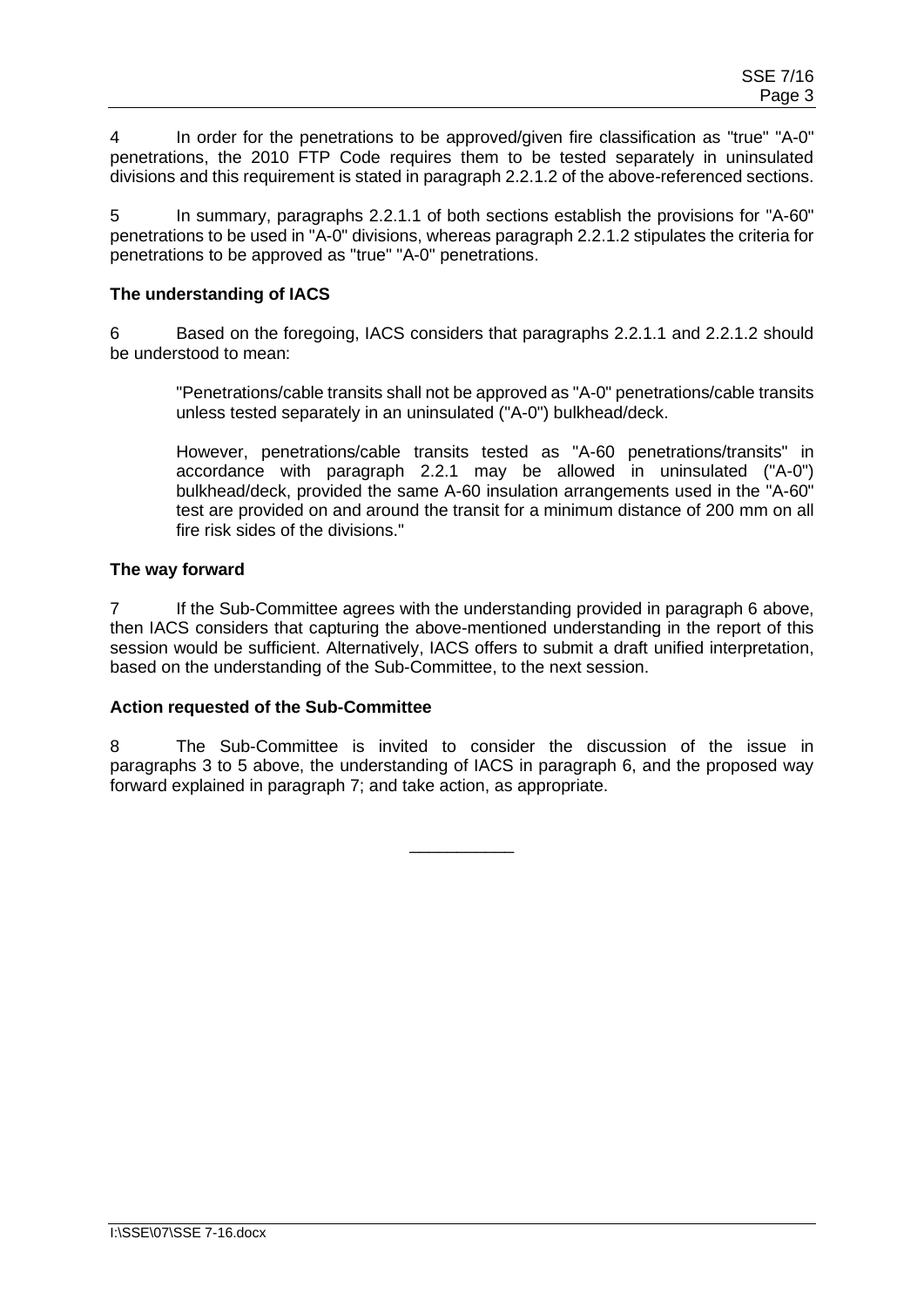4 In order for the penetrations to be approved/given fire classification as "true" "A-0" penetrations, the 2010 FTP Code requires them to be tested separately in uninsulated divisions and this requirement is stated in paragraph 2.2.1.2 of the above-referenced sections.

5 In summary, paragraphs 2.2.1.1 of both sections establish the provisions for "A-60" penetrations to be used in "A-0" divisions, whereas paragraph 2.2.1.2 stipulates the criteria for penetrations to be approved as "true" "A-0" penetrations.

**The understanding of IACS**

6 Based on the foregoing, IACS considers that paragraphs 2.2.1.1 and 2.2.1.2 should be understood to mean:

> "Penetrations/cable transits shall not be approved as "A-0" penetrations/cable transits unless tested separately in an uninsulated ("A-0") bulkhead/deck.
>
> However, penetrations/cable transits tested as "A-60 penetrations/transits" in accordance with paragraph 2.2.1 may be allowed in uninsulated ("A-0") bulkhead/deck, provided the same A-60 insulation arrangements used in the "A-60" test are provided on and around the transit for a minimum distance of 200 mm on all fire risk sides of the divisions."

**The way forward**

7 If the Sub-Committee agrees with the understanding provided in paragraph 6 above, then IACS considers that capturing the above-mentioned understanding in the report of this session would be sufficient. Alternatively, IACS offers to submit a draft unified interpretation, based on the understanding of the Sub-Committee, to the next session.

**Action requested of the Sub-Committee**

8 The Sub-Committee is invited to consider the discussion of the issue in paragraphs 3 to 5 above, the understanding of IACS in paragraph 6, and the proposed way forward explained in paragraph 7; and take action, as appropriate.

___________